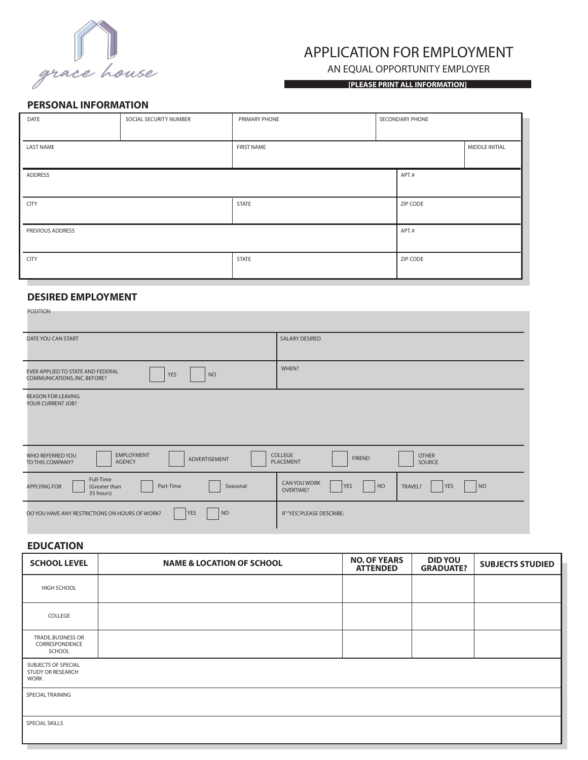grace house

# APPLICATION FOR EMPLOYMENT

AN EQUAL OPPORTUNITY EMPLOYER

**[PLEASE PRINT ALL INFORMATION]**

## PERSONAL INFORMATION

| DATE | SOCIAL SECURITY NUMBER | PRIMARY PHONE | SECONDARY PHONE |
|---|---|---|---|
| | | | |

| LAST NAME | FIRST NAME | MIDDLE INITIAL |
|---|---|---|
| | | |

| ADDRESS | APT. # |
|---|---|
| | |

| CITY | STATE | ZIP CODE |
|---|---|---|
| | | |

| PREVIOUS ADDRESS | APT. # |
|---|---|
| | |

| CITY | STATE | ZIP CODE |
|---|---|---|
| | | |

## DESIRED EMPLOYMENT

POSITION

| DATE YOU CAN START | SALARY DESIRED |
|---|---|
| | |

EVER APPLIED TO STATE AND FEDERAL COMMUNICATIONS, INC. BEFORE? ☐ YES ☐ NO — WHEN?

REASON FOR LEAVING YOUR CURRENT JOB?

WHO REFERRED YOU TO THIS COMPANY? ☐ EMPLOYMENT AGENCY ☐ ADVERTISEMENT ☐ COLLEGE PLACEMENT ☐ FRIEND ☐ OTHER SOURCE

APPLYING FOR ☐ Full-Time (Greater than 35 hours) ☐ Part-Time ☐ Seasonal — CAN YOU WORK OVERTIME? ☐ YES ☐ NO — TRAVEL? ☐ YES ☐ NO

DO YOU HAVE ANY RESTRICTIONS ON HOURS OF WORK? ☐ YES ☐ NO — IF "YES", PLEASE DESCRIBE:

## EDUCATION

| SCHOOL LEVEL | NAME & LOCATION OF SCHOOL | NO. OF YEARS ATTENDED | DID YOU GRADUATE? | SUBJECTS STUDIED |
|---|---|---|---|---|
| HIGH SCHOOL | | | | |
| COLLEGE | | | | |
| TRADE, BUSINESS OR CORRESPONDENCE SCHOOL | | | | |

SUBJECTS OF SPECIAL STUDY OR RESEARCH WORK

SPECIAL TRAINING

SPECIAL SKILLS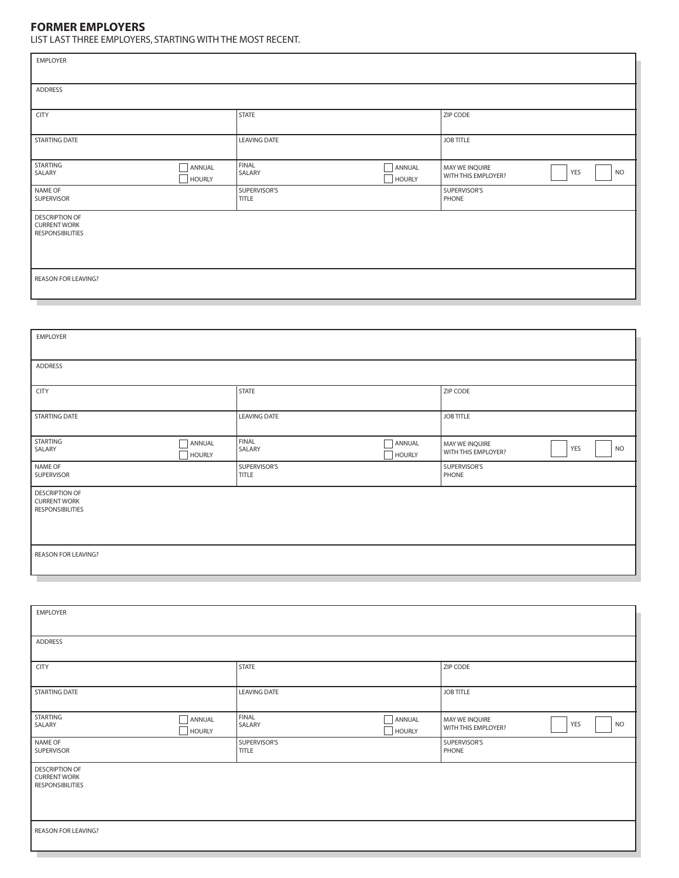## FORMER EMPLOYERS

LIST LAST THREE EMPLOYERS, STARTING WITH THE MOST RECENT.

| EMPLOYER | | |
|---|---|---|
| ADDRESS | | |
| CITY | STATE | ZIP CODE |
| STARTING DATE | LEAVING DATE | JOB TITLE |
| STARTING SALARY ☐ ANNUAL ☐ HOURLY | FINAL SALARY ☐ ANNUAL ☐ HOURLY | MAY WE INQUIRE WITH THIS EMPLOYER? ☐ YES ☐ NO |
| NAME OF SUPERVISOR | SUPERVISOR'S TITLE | SUPERVISOR'S PHONE |
| DESCRIPTION OF CURRENT WORK RESPONSIBILITIES | | |
| REASON FOR LEAVING? | | |

| EMPLOYER | | |
|---|---|---|
| ADDRESS | | |
| CITY | STATE | ZIP CODE |
| STARTING DATE | LEAVING DATE | JOB TITLE |
| STARTING SALARY ☐ ANNUAL ☐ HOURLY | FINAL SALARY ☐ ANNUAL ☐ HOURLY | MAY WE INQUIRE WITH THIS EMPLOYER? ☐ YES ☐ NO |
| NAME OF SUPERVISOR | SUPERVISOR'S TITLE | SUPERVISOR'S PHONE |
| DESCRIPTION OF CURRENT WORK RESPONSIBILITIES | | |
| REASON FOR LEAVING? | | |

| EMPLOYER | | |
|---|---|---|
| ADDRESS | | |
| CITY | STATE | ZIP CODE |
| STARTING DATE | LEAVING DATE | JOB TITLE |
| STARTING SALARY ☐ ANNUAL ☐ HOURLY | FINAL SALARY ☐ ANNUAL ☐ HOURLY | MAY WE INQUIRE WITH THIS EMPLOYER? ☐ YES ☐ NO |
| NAME OF SUPERVISOR | SUPERVISOR'S TITLE | SUPERVISOR'S PHONE |
| DESCRIPTION OF CURRENT WORK RESPONSIBILITIES | | |
| REASON FOR LEAVING? | | |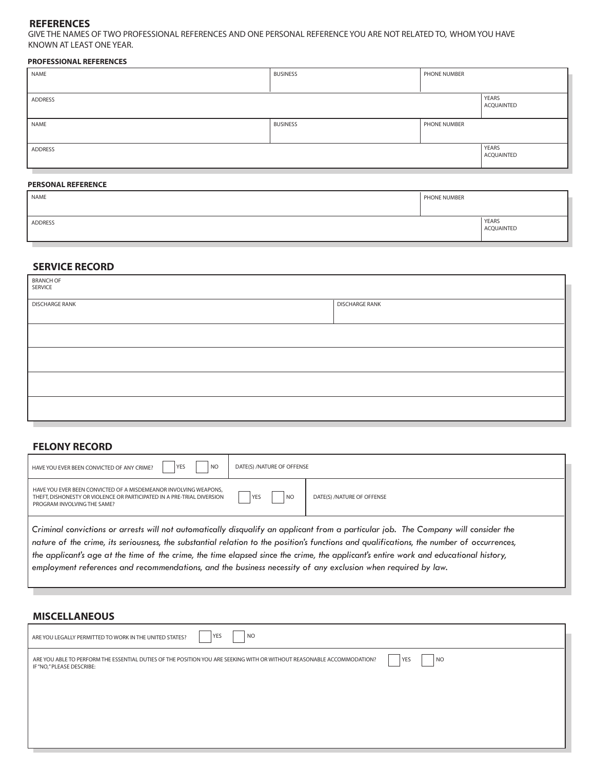## REFERENCES

GIVE THE NAMES OF TWO PROFESSIONAL REFERENCES AND ONE PERSONAL REFERENCE YOU ARE NOT RELATED TO, WHOM YOU HAVE KNOWN AT LEAST ONE YEAR.

**PROFESSIONAL REFERENCES**

| NAME | BUSINESS | PHONE NUMBER | |
|---|---|---|---|
| ADDRESS | | | YEARS ACQUAINTED |
| NAME | BUSINESS | PHONE NUMBER | |
| ADDRESS | | | YEARS ACQUAINTED |

**PERSONAL REFERENCE**

| NAME | PHONE NUMBER | |
|---|---|---|
| ADDRESS | | YEARS ACQUAINTED |

## SERVICE RECORD

| BRANCH OF SERVICE | |
|---|---|
| DISCHARGE RANK | DISCHARGE RANK |
| | |
| | |
| | |
| | |

## FELONY RECORD

| | | |
|---|---|---|
| HAVE YOU EVER BEEN CONVICTED OF ANY CRIME? ☐ YES ☐ NO | DATE(S) /NATURE OF OFFENSE | |
| HAVE YOU EVER BEEN CONVICTED OF A MISDEMEANOR INVOLVING WEAPONS, THEFT, DISHONESTY OR VIOLENCE OR PARTICIPATED IN A PRE-TRIAL DIVERSION PROGRAM INVOLVING THE SAME? | ☐ YES ☐ NO | DATE(S) /NATURE OF OFFENSE |

*Criminal convictions or arrests will not automatically disqualify an applicant from a particular job. The Company will consider the nature of the crime, its seriousness, the substantial relation to the position's functions and qualifications, the number of occurrences, the applicant's age at the time of the crime, the time elapsed since the crime, the applicant's entire work and educational history, employment references and recommendations, and the business necessity of any exclusion when required by law.*

## MISCELLANEOUS

ARE YOU LEGALLY PERMITTED TO WORK IN THE UNITED STATES? ☐ YES ☐ NO

ARE YOU ABLE TO PERFORM THE ESSENTIAL DUTIES OF THE POSITION YOU ARE SEEKING WITH OR WITHOUT REASONABLE ACCOMMODATION? ☐ YES ☐ NO

IF "NO," PLEASE DESCRIBE: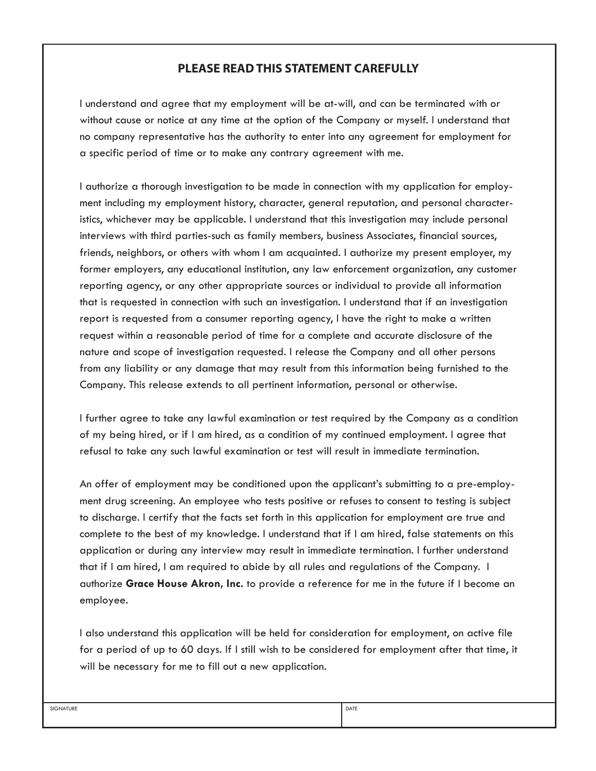## PLEASE READ THIS STATEMENT CAREFULLY

I understand and agree that my employment will be at-will, and can be terminated with or without cause or notice at any time at the option of the Company or myself. I understand that no company representative has the authority to enter into any agreement for employment for a specific period of time or to make any contrary agreement with me.

I authorize a thorough investigation to be made in connection with my application for employment including my employment history, character, general reputation, and personal characteristics, whichever may be applicable. I understand that this investigation may include personal interviews with third parties-such as family members, business Associates, financial sources, friends, neighbors, or others with whom I am acquainted. I authorize my present employer, my former employers, any educational institution, any law enforcement organization, any customer reporting agency, or any other appropriate sources or individual to provide all information that is requested in connection with such an investigation. I understand that if an investigation report is requested from a consumer reporting agency, I have the right to make a written request within a reasonable period of time for a complete and accurate disclosure of the nature and scope of investigation requested. I release the Company and all other persons from any liability or any damage that may result from this information being furnished to the Company. This release extends to all pertinent information, personal or otherwise.

I further agree to take any lawful examination or test required by the Company as a condition of my being hired, or if I am hired, as a condition of my continued employment. I agree that refusal to take any such lawful examination or test will result in immediate termination.

An offer of employment may be conditioned upon the applicant's submitting to a pre-employment drug screening. An employee who tests positive or refuses to consent to testing is subject to discharge. I certify that the facts set forth in this application for employment are true and complete to the best of my knowledge. I understand that if I am hired, false statements on this application or during any interview may result in immediate termination. I further understand that if I am hired, I am required to abide by all rules and regulations of the Company. I authorize **Grace House Akron, Inc.** to provide a reference for me in the future if I become an employee.

I also understand this application will be held for consideration for employment, on active file for a period of up to 60 days. If I still wish to be considered for employment after that time, it will be necessary for me to fill out a new application.

| SIGNATURE | DATE |
| --- | --- |
| | |